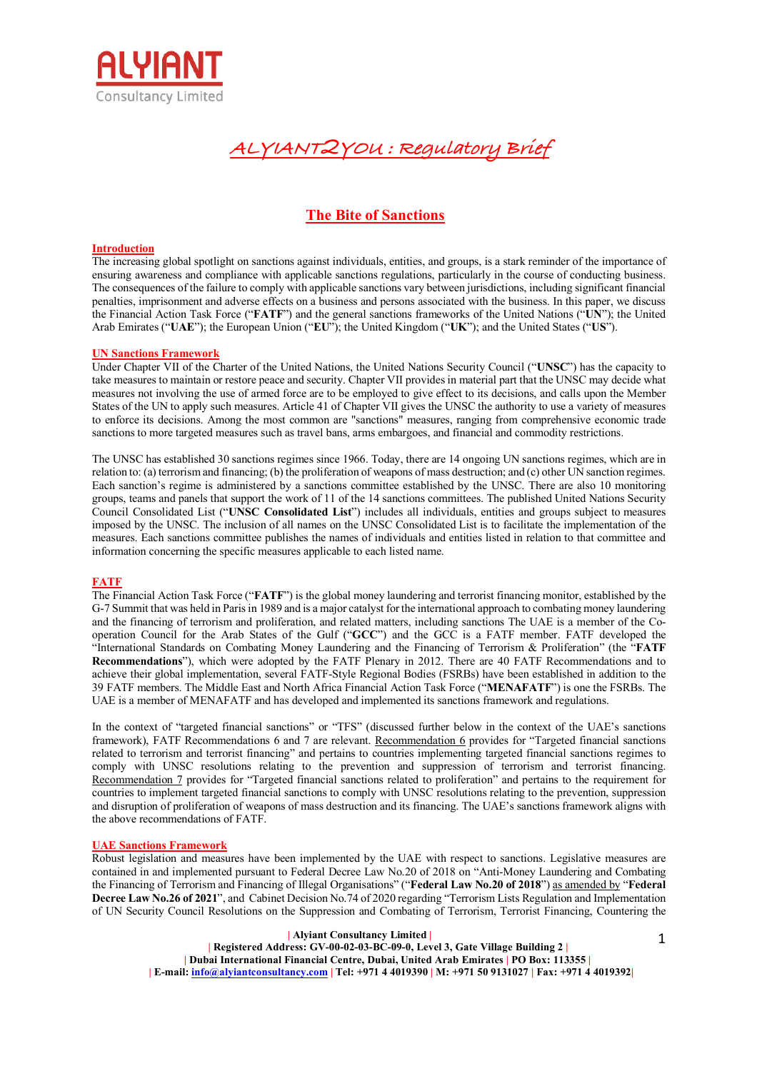ALYIANT Consultancy Limited

# ALYIANT2YOU : Regulatory Brief

## The Bite of Sanctions

### Introduction

The increasing global spotlight on sanctions against individuals, entities, and groups, is a stark reminder of the importance of ensuring awareness and compliance with applicable sanctions regulations, particularly in the course of conducting business. The consequences of the failure to comply with applicable sanctions vary between jurisdictions, including significant financial penalties, imprisonment and adverse effects on a business and persons associated with the business. In this paper, we discuss the Financial Action Task Force ("**FATF**") and the general sanctions frameworks of the United Nations ("**UN**"); the United Arab Emirates ("**UAE**"); the European Union ("**EU**"); the United Kingdom ("**UK**"); and the United States ("**US**").

### UN Sanctions Framework

Under Chapter VII of the Charter of the United Nations, the United Nations Security Council ("**UNSC**") has the capacity to take measures to maintain or restore peace and security. Chapter VII provides in material part that the UNSC may decide what measures not involving the use of armed force are to be employed to give effect to its decisions, and calls upon the Member States of the UN to apply such measures. Article 41 of Chapter VII gives the UNSC the authority to use a variety of measures to enforce its decisions. Among the most common are "sanctions" measures, ranging from comprehensive economic trade sanctions to more targeted measures such as travel bans, arms embargoes, and financial and commodity restrictions.

The UNSC has established 30 sanctions regimes since 1966. Today, there are 14 ongoing UN sanctions regimes, which are in relation to: (a) terrorism and financing; (b) the proliferation of weapons of mass destruction; and (c) other UN sanction regimes. Each sanction's regime is administered by a sanctions committee established by the UNSC. There are also 10 monitoring groups, teams and panels that support the work of 11 of the 14 sanctions committees. The published United Nations Security Council Consolidated List ("**UNSC Consolidated List**") includes all individuals, entities and groups subject to measures imposed by the UNSC. The inclusion of all names on the UNSC Consolidated List is to facilitate the implementation of the measures. Each sanctions committee publishes the names of individuals and entities listed in relation to that committee and information concerning the specific measures applicable to each listed name.

### FATF

The Financial Action Task Force ("**FATF**") is the global money laundering and terrorist financing monitor, established by the G-7 Summit that was held in Paris in 1989 and is a major catalyst for the international approach to combating money laundering and the financing of terrorism and proliferation, and related matters, including sanctions The UAE is a member of the Co-operation Council for the Arab States of the Gulf ("**GCC**") and the GCC is a FATF member. FATF developed the "International Standards on Combating Money Laundering and the Financing of Terrorism & Proliferation" (the "**FATF Recommendations**"), which were adopted by the FATF Plenary in 2012. There are 40 FATF Recommendations and to achieve their global implementation, several FATF-Style Regional Bodies (FSRBs) have been established in addition to the 39 FATF members. The Middle East and North Africa Financial Action Task Force ("**MENAFATF**") is one the FSRBs. The UAE is a member of MENAFATF and has developed and implemented its sanctions framework and regulations.

In the context of "targeted financial sanctions" or "TFS" (discussed further below in the context of the UAE's sanctions framework), FATF Recommendations 6 and 7 are relevant. Recommendation 6 provides for "Targeted financial sanctions related to terrorism and terrorist financing" and pertains to countries implementing targeted financial sanctions regimes to comply with UNSC resolutions relating to the prevention and suppression of terrorism and terrorist financing. Recommendation 7 provides for "Targeted financial sanctions related to proliferation" and pertains to the requirement for countries to implement targeted financial sanctions to comply with UNSC resolutions relating to the prevention, suppression and disruption of proliferation of weapons of mass destruction and its financing. The UAE's sanctions framework aligns with the above recommendations of FATF.

### UAE Sanctions Framework

Robust legislation and measures have been implemented by the UAE with respect to sanctions. Legislative measures are contained in and implemented pursuant to Federal Decree Law No.20 of 2018 on "Anti-Money Laundering and Combating the Financing of Terrorism and Financing of Illegal Organisations" ("**Federal Law No.20 of 2018**") as amended by "**Federal Decree Law No.26 of 2021**", and Cabinet Decision No.74 of 2020 regarding "Terrorism Lists Regulation and Implementation of UN Security Council Resolutions on the Suppression and Combating of Terrorism, Terrorist Financing, Countering the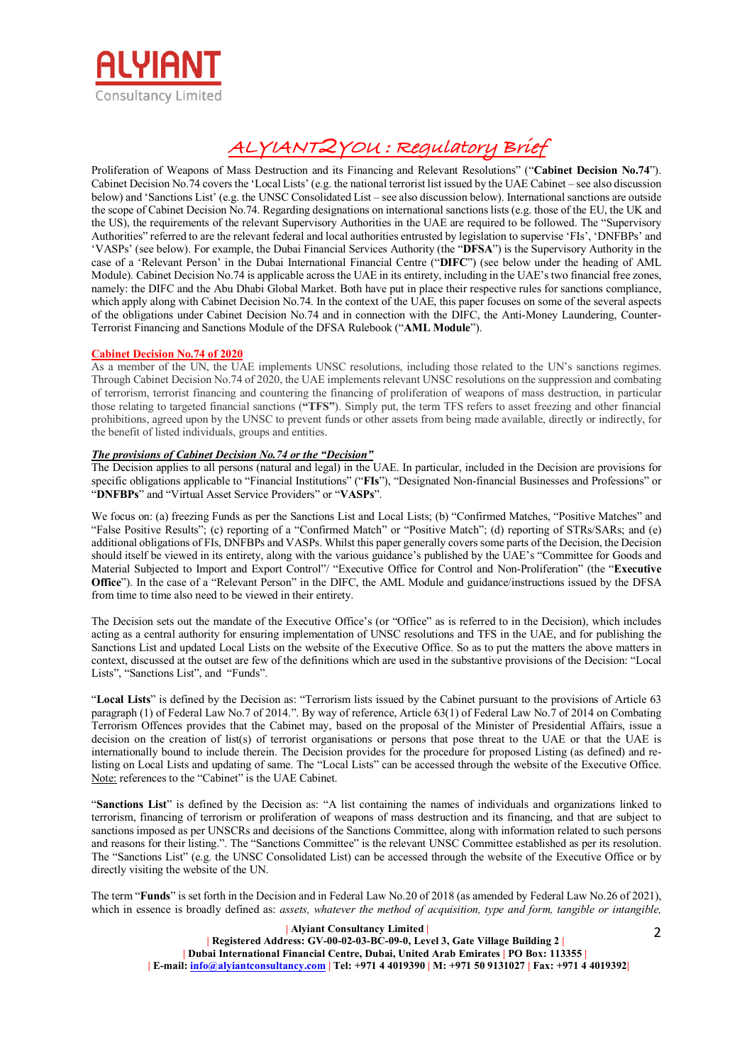Proliferation of Weapons of Mass Destruction and its Financing and Relevant Resolutions" ("**Cabinet Decision No.74**"). Cabinet Decision No.74 covers the 'Local Lists' (e.g. the national terrorist list issued by the UAE Cabinet – see also discussion below) and 'Sanctions List' (e.g. the UNSC Consolidated List – see also discussion below). International sanctions are outside the scope of Cabinet Decision No.74. Regarding designations on international sanctions lists (e.g. those of the EU, the UK and the US), the requirements of the relevant Supervisory Authorities in the UAE are required to be followed. The "Supervisory Authorities" referred to are the relevant federal and local authorities entrusted by legislation to supervise 'FIs', 'DNFBPs' and 'VASPs' (see below). For example, the Dubai Financial Services Authority (the "**DFSA**") is the Supervisory Authority in the case of a 'Relevant Person' in the Dubai International Financial Centre ("**DIFC**") (see below under the heading of AML Module). Cabinet Decision No.74 is applicable across the UAE in its entirety, including in the UAE's two financial free zones, namely: the DIFC and the Abu Dhabi Global Market. Both have put in place their respective rules for sanctions compliance, which apply along with Cabinet Decision No.74. In the context of the UAE, this paper focuses on some of the several aspects of the obligations under Cabinet Decision No.74 and in connection with the DIFC, the Anti-Money Laundering, Counter-Terrorist Financing and Sanctions Module of the DFSA Rulebook ("**AML Module**").

**Cabinet Decision No.74 of 2020**

As a member of the UN, the UAE implements UNSC resolutions, including those related to the UN's sanctions regimes. Through Cabinet Decision No.74 of 2020, the UAE implements relevant UNSC resolutions on the suppression and combating of terrorism, terrorist financing and countering the financing of proliferation of weapons of mass destruction, in particular those relating to targeted financial sanctions (**"TFS"**). Simply put, the term TFS refers to asset freezing and other financial prohibitions, agreed upon by the UNSC to prevent funds or other assets from being made available, directly or indirectly, for the benefit of listed individuals, groups and entities.

***The provisions of Cabinet Decision No.74 or the "Decision"***

The Decision applies to all persons (natural and legal) in the UAE. In particular, included in the Decision are provisions for specific obligations applicable to "Financial Institutions" ("**FIs**"), "Designated Non-financial Businesses and Professions" or "**DNFBPs**" and "Virtual Asset Service Providers" or "**VASPs**".

We focus on: (a) freezing Funds as per the Sanctions List and Local Lists; (b) "Confirmed Matches, "Positive Matches" and "False Positive Results"; (c) reporting of a "Confirmed Match" or "Positive Match"; (d) reporting of STRs/SARs; and (e) additional obligations of FIs, DNFBPs and VASPs. Whilst this paper generally covers some parts of the Decision, the Decision should itself be viewed in its entirety, along with the various guidance's published by the UAE's "Committee for Goods and Material Subjected to Import and Export Control"/ "Executive Office for Control and Non-Proliferation" (the "**Executive Office**"). In the case of a "Relevant Person" in the DIFC, the AML Module and guidance/instructions issued by the DFSA from time to time also need to be viewed in their entirety.

The Decision sets out the mandate of the Executive Office's (or "Office" as is referred to in the Decision), which includes acting as a central authority for ensuring implementation of UNSC resolutions and TFS in the UAE, and for publishing the Sanctions List and updated Local Lists on the website of the Executive Office. So as to put the matters the above matters in context, discussed at the outset are few of the definitions which are used in the substantive provisions of the Decision: "Local Lists", "Sanctions List", and "Funds".

"**Local Lists**" is defined by the Decision as: "Terrorism lists issued by the Cabinet pursuant to the provisions of Article 63 paragraph (1) of Federal Law No.7 of 2014.". By way of reference, Article 63(1) of Federal Law No.7 of 2014 on Combating Terrorism Offences provides that the Cabinet may, based on the proposal of the Minister of Presidential Affairs, issue a decision on the creation of list(s) of terrorist organisations or persons that pose threat to the UAE or that the UAE is internationally bound to include therein. The Decision provides for the procedure for proposed Listing (as defined) and re-listing on Local Lists and updating of same. The "Local Lists" can be accessed through the website of the Executive Office. Note: references to the "Cabinet" is the UAE Cabinet.

"**Sanctions List**" is defined by the Decision as: "A list containing the names of individuals and organizations linked to terrorism, financing of terrorism or proliferation of weapons of mass destruction and its financing, and that are subject to sanctions imposed as per UNSCRs and decisions of the Sanctions Committee, along with information related to such persons and reasons for their listing.". The "Sanctions Committee" is the relevant UNSC Committee established as per its resolution. The "Sanctions List" (e.g. the UNSC Consolidated List) can be accessed through the website of the Executive Office or by directly visiting the website of the UN.

The term "**Funds**" is set forth in the Decision and in Federal Law No.20 of 2018 (as amended by Federal Law No.26 of 2021), which in essence is broadly defined as: *assets, whatever the method of acquisition, type and form, tangible or intangible,*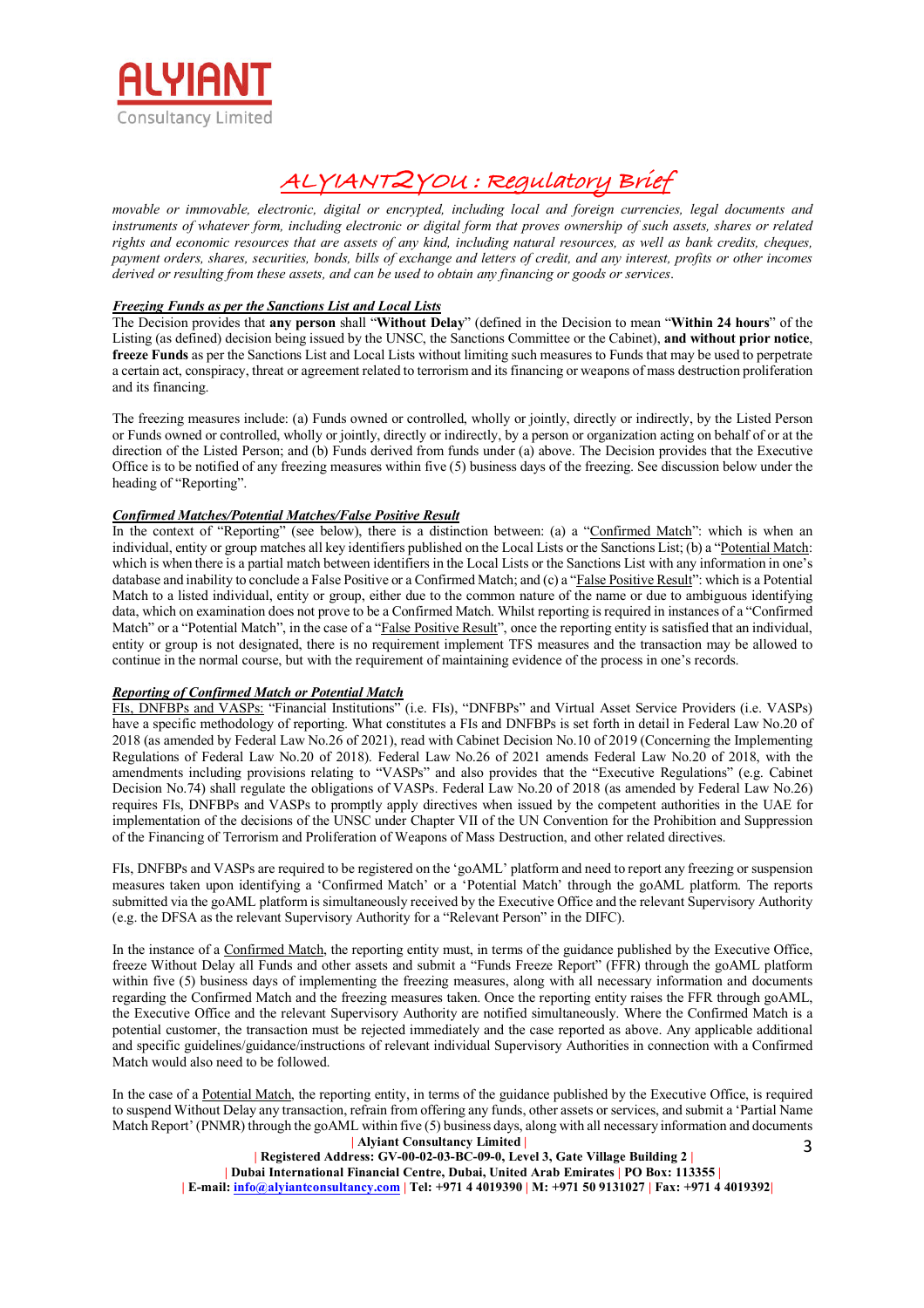*movable or immovable, electronic, digital or encrypted, including local and foreign currencies, legal documents and instruments of whatever form, including electronic or digital form that proves ownership of such assets, shares or related rights and economic resources that are assets of any kind, including natural resources, as well as bank credits, cheques, payment orders, shares, securities, bonds, bills of exchange and letters of credit, and any interest, profits or other incomes derived or resulting from these assets, and can be used to obtain any financing or goods or services.*

***Freezing Funds as per the Sanctions List and Local Lists***

The Decision provides that **any person** shall "**Without Delay**" (defined in the Decision to mean "**Within 24 hours**" of the Listing (as defined) decision being issued by the UNSC, the Sanctions Committee or the Cabinet), **and without prior notice**, **freeze Funds** as per the Sanctions List and Local Lists without limiting such measures to Funds that may be used to perpetrate a certain act, conspiracy, threat or agreement related to terrorism and its financing or weapons of mass destruction proliferation and its financing.

The freezing measures include: (a) Funds owned or controlled, wholly or jointly, directly or indirectly, by the Listed Person or Funds owned or controlled, wholly or jointly, directly or indirectly, by a person or organization acting on behalf of or at the direction of the Listed Person; and (b) Funds derived from funds under (a) above. The Decision provides that the Executive Office is to be notified of any freezing measures within five (5) business days of the freezing. See discussion below under the heading of "Reporting".

***Confirmed Matches/Potential Matches/False Positive Result***

In the context of "Reporting" (see below), there is a distinction between: (a) a "Confirmed Match": which is when an individual, entity or group matches all key identifiers published on the Local Lists or the Sanctions List; (b) a "Potential Match: which is when there is a partial match between identifiers in the Local Lists or the Sanctions List with any information in one's database and inability to conclude a False Positive or a Confirmed Match; and (c) a "False Positive Result": which is a Potential Match to a listed individual, entity or group, either due to the common nature of the name or due to ambiguous identifying data, which on examination does not prove to be a Confirmed Match. Whilst reporting is required in instances of a "Confirmed Match" or a "Potential Match", in the case of a "False Positive Result", once the reporting entity is satisfied that an individual, entity or group is not designated, there is no requirement implement TFS measures and the transaction may be allowed to continue in the normal course, but with the requirement of maintaining evidence of the process in one's records.

***Reporting of Confirmed Match or Potential Match***

FIs, DNFBPs and VASPs: "Financial Institutions" (i.e. FIs), "DNFBPs" and Virtual Asset Service Providers (i.e. VASPs) have a specific methodology of reporting. What constitutes a FIs and DNFBPs is set forth in detail in Federal Law No.20 of 2018 (as amended by Federal Law No.26 of 2021), read with Cabinet Decision No.10 of 2019 (Concerning the Implementing Regulations of Federal Law No.20 of 2018). Federal Law No.26 of 2021 amends Federal Law No.20 of 2018, with the amendments including provisions relating to "VASPs" and also provides that the "Executive Regulations" (e.g. Cabinet Decision No.74) shall regulate the obligations of VASPs. Federal Law No.20 of 2018 (as amended by Federal Law No.26) requires FIs, DNFBPs and VASPs to promptly apply directives when issued by the competent authorities in the UAE for implementation of the decisions of the UNSC under Chapter VII of the UN Convention for the Prohibition and Suppression of the Financing of Terrorism and Proliferation of Weapons of Mass Destruction, and other related directives.

FIs, DNFBPs and VASPs are required to be registered on the 'goAML' platform and need to report any freezing or suspension measures taken upon identifying a 'Confirmed Match' or a 'Potential Match' through the goAML platform. The reports submitted via the goAML platform is simultaneously received by the Executive Office and the relevant Supervisory Authority (e.g. the DFSA as the relevant Supervisory Authority for a "Relevant Person" in the DIFC).

In the instance of a Confirmed Match, the reporting entity must, in terms of the guidance published by the Executive Office, freeze Without Delay all Funds and other assets and submit a "Funds Freeze Report" (FFR) through the goAML platform within five (5) business days of implementing the freezing measures, along with all necessary information and documents regarding the Confirmed Match and the freezing measures taken. Once the reporting entity raises the FFR through goAML, the Executive Office and the relevant Supervisory Authority are notified simultaneously. Where the Confirmed Match is a potential customer, the transaction must be rejected immediately and the case reported as above. Any applicable additional and specific guidelines/guidance/instructions of relevant individual Supervisory Authorities in connection with a Confirmed Match would also need to be followed.

In the case of a Potential Match, the reporting entity, in terms of the guidance published by the Executive Office, is required to suspend Without Delay any transaction, refrain from offering any funds, other assets or services, and submit a 'Partial Name Match Report' (PNMR) through the goAML within five (5) business days, along with all necessary information and documents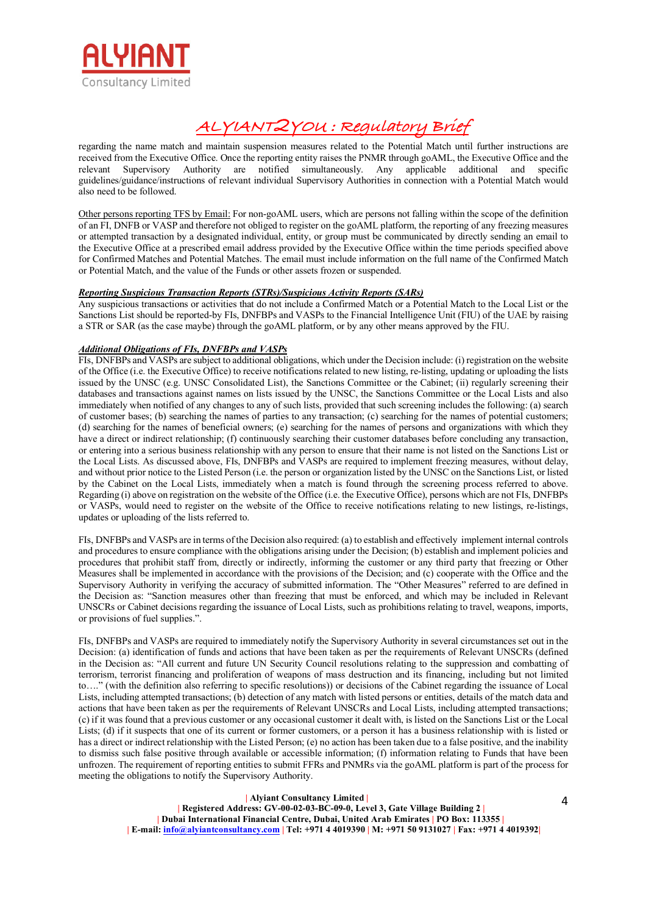regarding the name match and maintain suspension measures related to the Potential Match until further instructions are received from the Executive Office. Once the reporting entity raises the PNMR through goAML, the Executive Office and the relevant Supervisory Authority are notified simultaneously. Any applicable additional and specific guidelines/guidance/instructions of relevant individual Supervisory Authorities in connection with a Potential Match would also need to be followed.

Other persons reporting TFS by Email: For non-goAML users, which are persons not falling within the scope of the definition of an FI, DNFB or VASP and therefore not obliged to register on the goAML platform, the reporting of any freezing measures or attempted transaction by a designated individual, entity, or group must be communicated by directly sending an email to the Executive Office at a prescribed email address provided by the Executive Office within the time periods specified above for Confirmed Matches and Potential Matches. The email must include information on the full name of the Confirmed Match or Potential Match, and the value of the Funds or other assets frozen or suspended.

***Reporting Suspicious Transaction Reports (STRs)/Suspicious Activity Reports (SARs)***

Any suspicious transactions or activities that do not include a Confirmed Match or a Potential Match to the Local List or the Sanctions List should be reported-by FIs, DNFBPs and VASPs to the Financial Intelligence Unit (FIU) of the UAE by raising a STR or SAR (as the case maybe) through the goAML platform, or by any other means approved by the FIU.

***Additional Obligations of FIs, DNFBPs and VASPs***

FIs, DNFBPs and VASPs are subject to additional obligations, which under the Decision include: (i) registration on the website of the Office (i.e. the Executive Office) to receive notifications related to new listing, re-listing, updating or uploading the lists issued by the UNSC (e.g. UNSC Consolidated List), the Sanctions Committee or the Cabinet; (ii) regularly screening their databases and transactions against names on lists issued by the UNSC, the Sanctions Committee or the Local Lists and also immediately when notified of any changes to any of such lists, provided that such screening includes the following: (a) search of customer bases; (b) searching the names of parties to any transaction; (c) searching for the names of potential customers; (d) searching for the names of beneficial owners; (e) searching for the names of persons and organizations with which they have a direct or indirect relationship; (f) continuously searching their customer databases before concluding any transaction, or entering into a serious business relationship with any person to ensure that their name is not listed on the Sanctions List or the Local Lists. As discussed above, FIs, DNFBPs and VASPs are required to implement freezing measures, without delay, and without prior notice to the Listed Person (i.e. the person or organization listed by the UNSC on the Sanctions List, or listed by the Cabinet on the Local Lists, immediately when a match is found through the screening process referred to above. Regarding (i) above on registration on the website of the Office (i.e. the Executive Office), persons which are not FIs, DNFBPs or VASPs, would need to register on the website of the Office to receive notifications relating to new listings, re-listings, updates or uploading of the lists referred to.

FIs, DNFBPs and VASPs are in terms of the Decision also required: (a) to establish and effectively implement internal controls and procedures to ensure compliance with the obligations arising under the Decision; (b) establish and implement policies and procedures that prohibit staff from, directly or indirectly, informing the customer or any third party that freezing or Other Measures shall be implemented in accordance with the provisions of the Decision; and (c) cooperate with the Office and the Supervisory Authority in verifying the accuracy of submitted information. The "Other Measures" referred to are defined in the Decision as: "Sanction measures other than freezing that must be enforced, and which may be included in Relevant UNSCRs or Cabinet decisions regarding the issuance of Local Lists, such as prohibitions relating to travel, weapons, imports, or provisions of fuel supplies.".

FIs, DNFBPs and VASPs are required to immediately notify the Supervisory Authority in several circumstances set out in the Decision: (a) identification of funds and actions that have been taken as per the requirements of Relevant UNSCRs (defined in the Decision as: "All current and future UN Security Council resolutions relating to the suppression and combatting of terrorism, terrorist financing and proliferation of weapons of mass destruction and its financing, including but not limited to…." (with the definition also referring to specific resolutions)) or decisions of the Cabinet regarding the issuance of Local Lists, including attempted transactions; (b) detection of any match with listed persons or entities, details of the match data and actions that have been taken as per the requirements of Relevant UNSCRs and Local Lists, including attempted transactions; (c) if it was found that a previous customer or any occasional customer it dealt with, is listed on the Sanctions List or the Local Lists; (d) if it suspects that one of its current or former customers, or a person it has a business relationship with is listed or has a direct or indirect relationship with the Listed Person; (e) no action has been taken due to a false positive, and the inability to dismiss such false positive through available or accessible information; (f) information relating to Funds that have been unfrozen. The requirement of reporting entities to submit FFRs and PNMRs via the goAML platform is part of the process for meeting the obligations to notify the Supervisory Authority.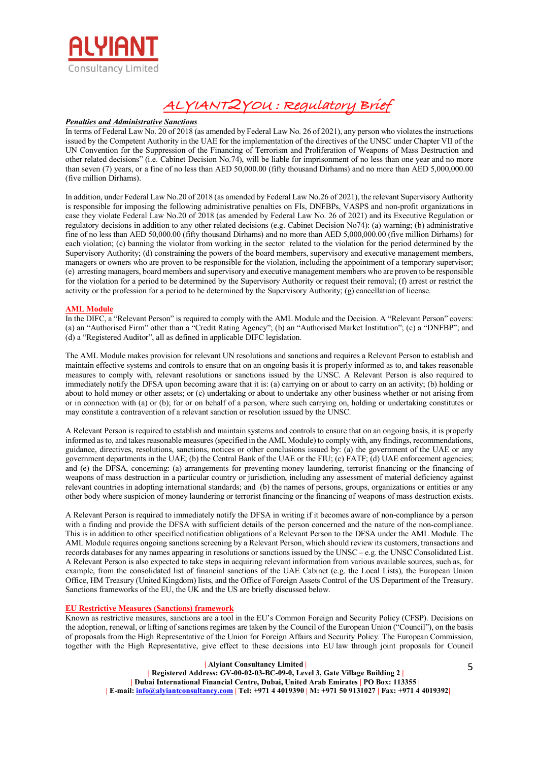## ALYIANT2YOU : Regulatory Brief

***Penalties and Administrative Sanctions***

In terms of Federal Law No. 20 of 2018 (as amended by Federal Law No. 26 of 2021), any person who violates the instructions issued by the Competent Authority in the UAE for the implementation of the directives of the UNSC under Chapter VII of the UN Convention for the Suppression of the Financing of Terrorism and Proliferation of Weapons of Mass Destruction and other related decisions" (i.e. Cabinet Decision No.74), will be liable for imprisonment of no less than one year and no more than seven (7) years, or a fine of no less than AED 50,000.00 (fifty thousand Dirhams) and no more than AED 5,000,000.00 (five million Dirhams).

In addition, under Federal Law No.20 of 2018 (as amended by Federal Law No.26 of 2021), the relevant Supervisory Authority is responsible for imposing the following administrative penalties on FIs, DNFBPs, VASPS and non-profit organizations in case they violate Federal Law No.20 of 2018 (as amended by Federal Law No. 26 of 2021) and its Executive Regulation or regulatory decisions in addition to any other related decisions (e.g. Cabinet Decision No74): (a) warning; (b) administrative fine of no less than AED 50,000.00 (fifty thousand Dirhams) and no more than AED 5,000,000.00 (five million Dirhams) for each violation; (c) banning the violator from working in the sector related to the violation for the period determined by the Supervisory Authority; (d) constraining the powers of the board members, supervisory and executive management members, managers or owners who are proven to be responsible for the violation, including the appointment of a temporary supervisor; (e) arresting managers, board members and supervisory and executive management members who are proven to be responsible for the violation for a period to be determined by the Supervisory Authority or request their removal; (f) arrest or restrict the activity or the profession for a period to be determined by the Supervisory Authority; (g) cancellation of license.

**AML Module**

In the DIFC, a "Relevant Person" is required to comply with the AML Module and the Decision. A "Relevant Person" covers: (a) an "Authorised Firm" other than a "Credit Rating Agency"; (b) an "Authorised Market Institution"; (c) a "DNFBP"; and (d) a "Registered Auditor", all as defined in applicable DIFC legislation.

The AML Module makes provision for relevant UN resolutions and sanctions and requires a Relevant Person to establish and maintain effective systems and controls to ensure that on an ongoing basis it is properly informed as to, and takes reasonable measures to comply with, relevant resolutions or sanctions issued by the UNSC. A Relevant Person is also required to immediately notify the DFSA upon becoming aware that it is: (a) carrying on or about to carry on an activity; (b) holding or about to hold money or other assets; or (c) undertaking or about to undertake any other business whether or not arising from or in connection with (a) or (b); for or on behalf of a person, where such carrying on, holding or undertaking constitutes or may constitute a contravention of a relevant sanction or resolution issued by the UNSC.

A Relevant Person is required to establish and maintain systems and controls to ensure that on an ongoing basis, it is properly informed as to, and takes reasonable measures (specified in the AML Module) to comply with, any findings, recommendations, guidance, directives, resolutions, sanctions, notices or other conclusions issued by: (a) the government of the UAE or any government departments in the UAE; (b) the Central Bank of the UAE or the FIU; (c) FATF; (d) UAE enforcement agencies; and (e) the DFSA, concerning: (a) arrangements for preventing money laundering, terrorist financing or the financing of weapons of mass destruction in a particular country or jurisdiction, including any assessment of material deficiency against relevant countries in adopting international standards; and (b) the names of persons, groups, organizations or entities or any other body where suspicion of money laundering or terrorist financing or the financing of weapons of mass destruction exists.

A Relevant Person is required to immediately notify the DFSA in writing if it becomes aware of non-compliance by a person with a finding and provide the DFSA with sufficient details of the person concerned and the nature of the non-compliance. This is in addition to other specified notification obligations of a Relevant Person to the DFSA under the AML Module. The AML Module requires ongoing sanctions screening by a Relevant Person, which should review its customers, transactions and records databases for any names appearing in resolutions or sanctions issued by the UNSC – e.g. the UNSC Consolidated List. A Relevant Person is also expected to take steps in acquiring relevant information from various available sources, such as, for example, from the consolidated list of financial sanctions of the UAE Cabinet (e.g. the Local Lists), the European Union Office, HM Treasury (United Kingdom) lists, and the Office of Foreign Assets Control of the US Department of the Treasury. Sanctions frameworks of the EU, the UK and the US are briefly discussed below.

**EU Restrictive Measures (Sanctions) framework**

Known as restrictive measures, sanctions are a tool in the EU's Common Foreign and Security Policy (CFSP). Decisions on the adoption, renewal, or lifting of sanctions regimes are taken by the Council of the European Union ("Council"), on the basis of proposals from the High Representative of the Union for Foreign Affairs and Security Policy. The European Commission, together with the High Representative, give effect to these decisions into EU law through joint proposals for Council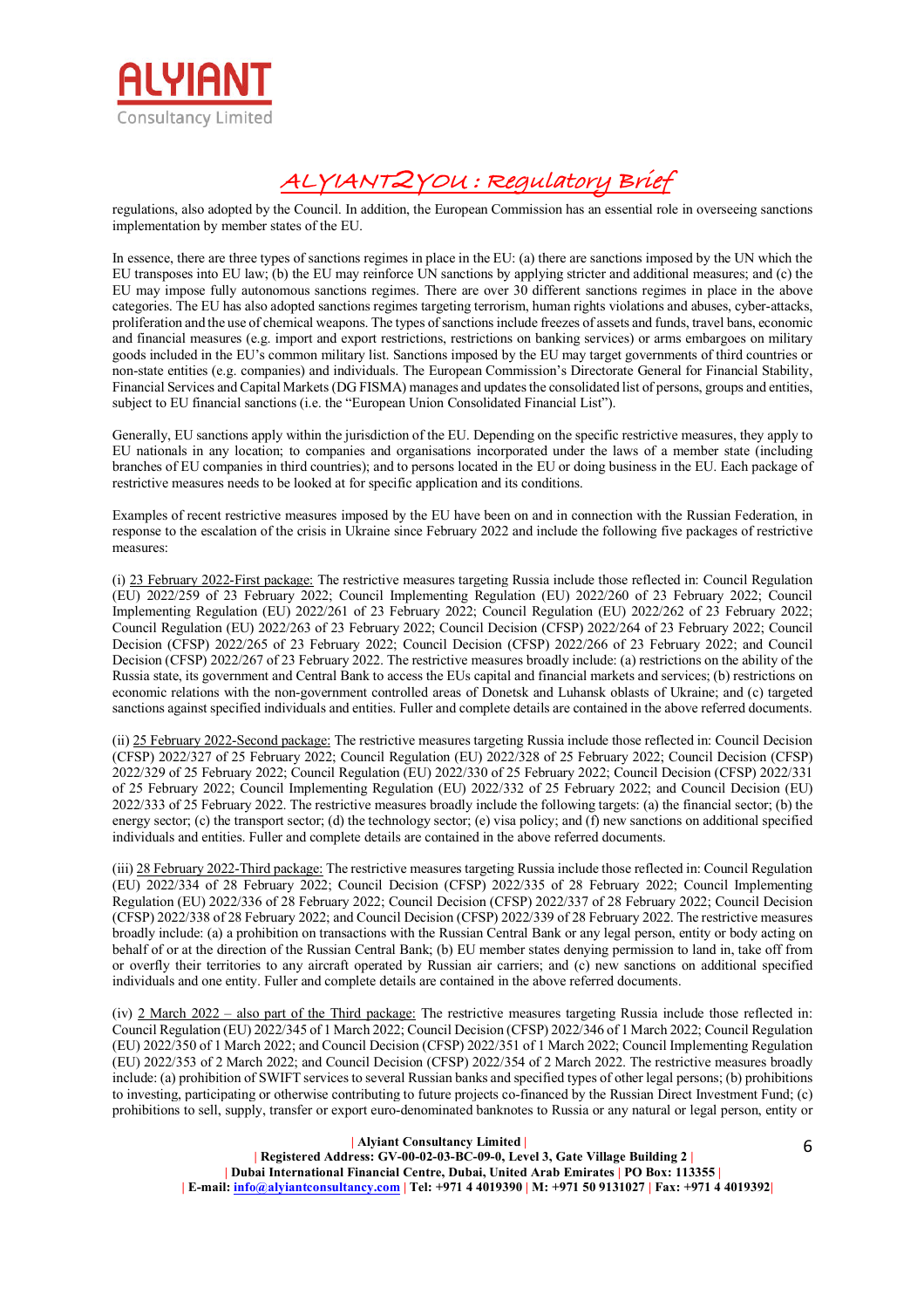regulations, also adopted by the Council. In addition, the European Commission has an essential role in overseeing sanctions implementation by member states of the EU.

In essence, there are three types of sanctions regimes in place in the EU: (a) there are sanctions imposed by the UN which the EU transposes into EU law; (b) the EU may reinforce UN sanctions by applying stricter and additional measures; and (c) the EU may impose fully autonomous sanctions regimes. There are over 30 different sanctions regimes in place in the above categories. The EU has also adopted sanctions regimes targeting terrorism, human rights violations and abuses, cyber-attacks, proliferation and the use of chemical weapons. The types of sanctions include freezes of assets and funds, travel bans, economic and financial measures (e.g. import and export restrictions, restrictions on banking services) or arms embargoes on military goods included in the EU's common military list. Sanctions imposed by the EU may target governments of third countries or non-state entities (e.g. companies) and individuals. The European Commission's Directorate General for Financial Stability, Financial Services and Capital Markets (DG FISMA) manages and updates the consolidated list of persons, groups and entities, subject to EU financial sanctions (i.e. the "European Union Consolidated Financial List").

Generally, EU sanctions apply within the jurisdiction of the EU. Depending on the specific restrictive measures, they apply to EU nationals in any location; to companies and organisations incorporated under the laws of a member state (including branches of EU companies in third countries); and to persons located in the EU or doing business in the EU. Each package of restrictive measures needs to be looked at for specific application and its conditions.

Examples of recent restrictive measures imposed by the EU have been on and in connection with the Russian Federation, in response to the escalation of the crisis in Ukraine since February 2022 and include the following five packages of restrictive measures:

(i) <u>23 February 2022-First package:</u> The restrictive measures targeting Russia include those reflected in: Council Regulation (EU) 2022/259 of 23 February 2022; Council Implementing Regulation (EU) 2022/260 of 23 February 2022; Council Implementing Regulation (EU) 2022/261 of 23 February 2022; Council Regulation (EU) 2022/262 of 23 February 2022; Council Regulation (EU) 2022/263 of 23 February 2022; Council Decision (CFSP) 2022/264 of 23 February 2022; Council Decision (CFSP) 2022/265 of 23 February 2022; Council Decision (CFSP) 2022/266 of 23 February 2022; and Council Decision (CFSP) 2022/267 of 23 February 2022. The restrictive measures broadly include: (a) restrictions on the ability of the Russia state, its government and Central Bank to access the EUs capital and financial markets and services; (b) restrictions on economic relations with the non-government controlled areas of Donetsk and Luhansk oblasts of Ukraine; and (c) targeted sanctions against specified individuals and entities. Fuller and complete details are contained in the above referred documents.

(ii) <u>25 February 2022-Second package:</u> The restrictive measures targeting Russia include those reflected in: Council Decision (CFSP) 2022/327 of 25 February 2022; Council Regulation (EU) 2022/328 of 25 February 2022; Council Decision (CFSP) 2022/329 of 25 February 2022; Council Regulation (EU) 2022/330 of 25 February 2022; Council Decision (CFSP) 2022/331 of 25 February 2022; Council Implementing Regulation (EU) 2022/332 of 25 February 2022; and Council Decision (EU) 2022/333 of 25 February 2022. The restrictive measures broadly include the following targets: (a) the financial sector; (b) the energy sector; (c) the transport sector; (d) the technology sector; (e) visa policy; and (f) new sanctions on additional specified individuals and entities. Fuller and complete details are contained in the above referred documents.

(iii) <u>28 February 2022-Third package:</u> The restrictive measures targeting Russia include those reflected in: Council Regulation (EU) 2022/334 of 28 February 2022; Council Decision (CFSP) 2022/335 of 28 February 2022; Council Implementing Regulation (EU) 2022/336 of 28 February 2022; Council Decision (CFSP) 2022/337 of 28 February 2022; Council Decision (CFSP) 2022/338 of 28 February 2022; and Council Decision (CFSP) 2022/339 of 28 February 2022. The restrictive measures broadly include: (a) a prohibition on transactions with the Russian Central Bank or any legal person, entity or body acting on behalf of or at the direction of the Russian Central Bank; (b) EU member states denying permission to land in, take off from or overfly their territories to any aircraft operated by Russian air carriers; and (c) new sanctions on additional specified individuals and one entity. Fuller and complete details are contained in the above referred documents.

(iv) <u>2 March 2022 – also part of the Third package:</u> The restrictive measures targeting Russia include those reflected in: Council Regulation (EU) 2022/345 of 1 March 2022; Council Decision (CFSP) 2022/346 of 1 March 2022; Council Regulation (EU) 2022/350 of 1 March 2022; and Council Decision (CFSP) 2022/351 of 1 March 2022; Council Implementing Regulation (EU) 2022/353 of 2 March 2022; and Council Decision (CFSP) 2022/354 of 2 March 2022. The restrictive measures broadly include: (a) prohibition of SWIFT services to several Russian banks and specified types of other legal persons; (b) prohibitions to investing, participating or otherwise contributing to future projects co-financed by the Russian Direct Investment Fund; (c) prohibitions to sell, supply, transfer or export euro-denominated banknotes to Russia or any natural or legal person, entity or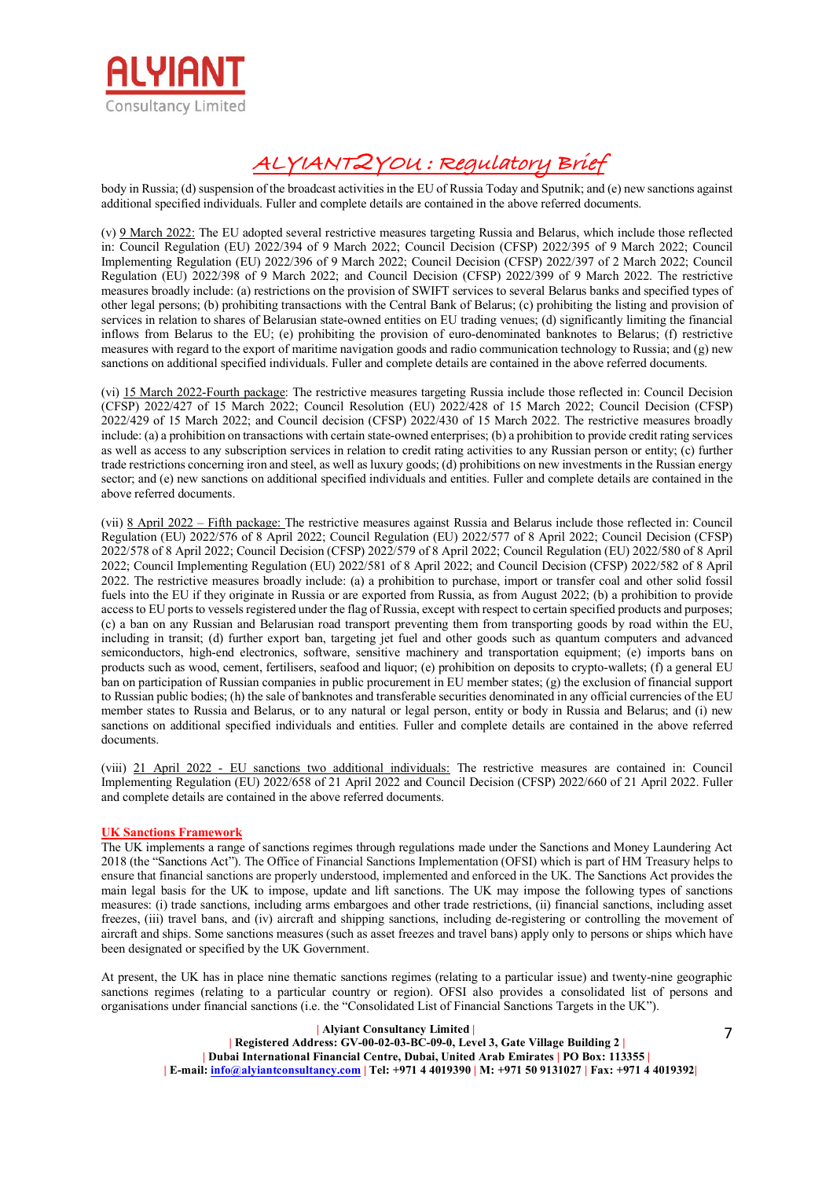body in Russia; (d) suspension of the broadcast activities in the EU of Russia Today and Sputnik; and (e) new sanctions against additional specified individuals. Fuller and complete details are contained in the above referred documents.

(v) 9 March 2022: The EU adopted several restrictive measures targeting Russia and Belarus, which include those reflected in: Council Regulation (EU) 2022/394 of 9 March 2022; Council Decision (CFSP) 2022/395 of 9 March 2022; Council Implementing Regulation (EU) 2022/396 of 9 March 2022; Council Decision (CFSP) 2022/397 of 2 March 2022; Council Regulation (EU) 2022/398 of 9 March 2022; and Council Decision (CFSP) 2022/399 of 9 March 2022. The restrictive measures broadly include: (a) restrictions on the provision of SWIFT services to several Belarus banks and specified types of other legal persons; (b) prohibiting transactions with the Central Bank of Belarus; (c) prohibiting the listing and provision of services in relation to shares of Belarusian state-owned entities on EU trading venues; (d) significantly limiting the financial inflows from Belarus to the EU; (e) prohibiting the provision of euro-denominated banknotes to Belarus; (f) restrictive measures with regard to the export of maritime navigation goods and radio communication technology to Russia; and (g) new sanctions on additional specified individuals. Fuller and complete details are contained in the above referred documents.

(vi) 15 March 2022-Fourth package: The restrictive measures targeting Russia include those reflected in: Council Decision (CFSP) 2022/427 of 15 March 2022; Council Resolution (EU) 2022/428 of 15 March 2022; Council Decision (CFSP) 2022/429 of 15 March 2022; and Council decision (CFSP) 2022/430 of 15 March 2022. The restrictive measures broadly include: (a) a prohibition on transactions with certain state-owned enterprises; (b) a prohibition to provide credit rating services as well as access to any subscription services in relation to credit rating activities to any Russian person or entity; (c) further trade restrictions concerning iron and steel, as well as luxury goods; (d) prohibitions on new investments in the Russian energy sector; and (e) new sanctions on additional specified individuals and entities. Fuller and complete details are contained in the above referred documents.

(vii) 8 April 2022 – Fifth package: The restrictive measures against Russia and Belarus include those reflected in: Council Regulation (EU) 2022/576 of 8 April 2022; Council Regulation (EU) 2022/577 of 8 April 2022; Council Decision (CFSP) 2022/578 of 8 April 2022; Council Decision (CFSP) 2022/579 of 8 April 2022; Council Regulation (EU) 2022/580 of 8 April 2022; Council Implementing Regulation (EU) 2022/581 of 8 April 2022; and Council Decision (CFSP) 2022/582 of 8 April 2022. The restrictive measures broadly include: (a) a prohibition to purchase, import or transfer coal and other solid fossil fuels into the EU if they originate in Russia or are exported from Russia, as from August 2022; (b) a prohibition to provide access to EU ports to vessels registered under the flag of Russia, except with respect to certain specified products and purposes; (c) a ban on any Russian and Belarusian road transport preventing them from transporting goods by road within the EU, including in transit; (d) further export ban, targeting jet fuel and other goods such as quantum computers and advanced semiconductors, high-end electronics, software, sensitive machinery and transportation equipment; (e) imports bans on products such as wood, cement, fertilisers, seafood and liquor; (e) prohibition on deposits to crypto-wallets; (f) a general EU ban on participation of Russian companies in public procurement in EU member states; (g) the exclusion of financial support to Russian public bodies; (h) the sale of banknotes and transferable securities denominated in any official currencies of the EU member states to Russia and Belarus, or to any natural or legal person, entity or body in Russia and Belarus; and (i) new sanctions on additional specified individuals and entities. Fuller and complete details are contained in the above referred documents.

(viii) 21 April 2022 - EU sanctions two additional individuals: The restrictive measures are contained in: Council Implementing Regulation (EU) 2022/658 of 21 April 2022 and Council Decision (CFSP) 2022/660 of 21 April 2022. Fuller and complete details are contained in the above referred documents.

**UK Sanctions Framework**

The UK implements a range of sanctions regimes through regulations made under the Sanctions and Money Laundering Act 2018 (the "Sanctions Act"). The Office of Financial Sanctions Implementation (OFSI) which is part of HM Treasury helps to ensure that financial sanctions are properly understood, implemented and enforced in the UK. The Sanctions Act provides the main legal basis for the UK to impose, update and lift sanctions. The UK may impose the following types of sanctions measures: (i) trade sanctions, including arms embargoes and other trade restrictions, (ii) financial sanctions, including asset freezes, (iii) travel bans, and (iv) aircraft and shipping sanctions, including de-registering or controlling the movement of aircraft and ships. Some sanctions measures (such as asset freezes and travel bans) apply only to persons or ships which have been designated or specified by the UK Government.

At present, the UK has in place nine thematic sanctions regimes (relating to a particular issue) and twenty-nine geographic sanctions regimes (relating to a particular country or region). OFSI also provides a consolidated list of persons and organisations under financial sanctions (i.e. the "Consolidated List of Financial Sanctions Targets in the UK").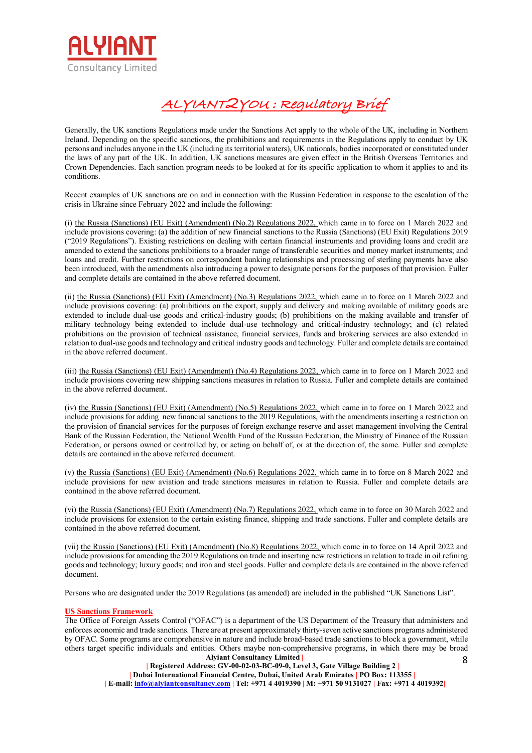Generally, the UK sanctions Regulations made under the Sanctions Act apply to the whole of the UK, including in Northern Ireland. Depending on the specific sanctions, the prohibitions and requirements in the Regulations apply to conduct by UK persons and includes anyone in the UK (including its territorial waters), UK nationals, bodies incorporated or constituted under the laws of any part of the UK. In addition, UK sanctions measures are given effect in the British Overseas Territories and Crown Dependencies. Each sanction program needs to be looked at for its specific application to whom it applies to and its conditions.

Recent examples of UK sanctions are on and in connection with the Russian Federation in response to the escalation of the crisis in Ukraine since February 2022 and include the following:

(i) the Russia (Sanctions) (EU Exit) (Amendment) (No.2) Regulations 2022, which came in to force on 1 March 2022 and include provisions covering: (a) the addition of new financial sanctions to the Russia (Sanctions) (EU Exit) Regulations 2019 ("2019 Regulations"). Existing restrictions on dealing with certain financial instruments and providing loans and credit are amended to extend the sanctions prohibitions to a broader range of transferable securities and money market instruments; and loans and credit. Further restrictions on correspondent banking relationships and processing of sterling payments have also been introduced, with the amendments also introducing a power to designate persons for the purposes of that provision. Fuller and complete details are contained in the above referred document.

(ii) the Russia (Sanctions) (EU Exit) (Amendment) (No.3) Regulations 2022, which came in to force on 1 March 2022 and include provisions covering: (a) prohibitions on the export, supply and delivery and making available of military goods are extended to include dual-use goods and critical-industry goods; (b) prohibitions on the making available and transfer of military technology being extended to include dual-use technology and critical-industry technology; and (c) related prohibitions on the provision of technical assistance, financial services, funds and brokering services are also extended in relation to dual-use goods and technology and critical industry goods and technology. Fuller and complete details are contained in the above referred document.

(iii) the Russia (Sanctions) (EU Exit) (Amendment) (No.4) Regulations 2022, which came in to force on 1 March 2022 and include provisions covering new shipping sanctions measures in relation to Russia. Fuller and complete details are contained in the above referred document.

(iv) the Russia (Sanctions) (EU Exit) (Amendment) (No.5) Regulations 2022, which came in to force on 1 March 2022 and include provisions for adding new financial sanctions to the 2019 Regulations, with the amendments inserting a restriction on the provision of financial services for the purposes of foreign exchange reserve and asset management involving the Central Bank of the Russian Federation, the National Wealth Fund of the Russian Federation, the Ministry of Finance of the Russian Federation, or persons owned or controlled by, or acting on behalf of, or at the direction of, the same. Fuller and complete details are contained in the above referred document.

(v) the Russia (Sanctions) (EU Exit) (Amendment) (No.6) Regulations 2022, which came in to force on 8 March 2022 and include provisions for new aviation and trade sanctions measures in relation to Russia. Fuller and complete details are contained in the above referred document.

(vi) the Russia (Sanctions) (EU Exit) (Amendment) (No.7) Regulations 2022, which came in to force on 30 March 2022 and include provisions for extension to the certain existing finance, shipping and trade sanctions. Fuller and complete details are contained in the above referred document.

(vii) the Russia (Sanctions) (EU Exit) (Amendment) (No.8) Regulations 2022, which came in to force on 14 April 2022 and include provisions for amending the 2019 Regulations on trade and inserting new restrictions in relation to trade in oil refining goods and technology; luxury goods; and iron and steel goods. Fuller and complete details are contained in the above referred document.

Persons who are designated under the 2019 Regulations (as amended) are included in the published "UK Sanctions List".

**US Sanctions Framework**

The Office of Foreign Assets Control ("OFAC") is a department of the US Department of the Treasury that administers and enforces economic and trade sanctions. There are at present approximately thirty-seven active sanctions programs administered by OFAC. Some programs are comprehensive in nature and include broad-based trade sanctions to block a government, while others target specific individuals and entities. Others maybe non-comprehensive programs, in which there may be broad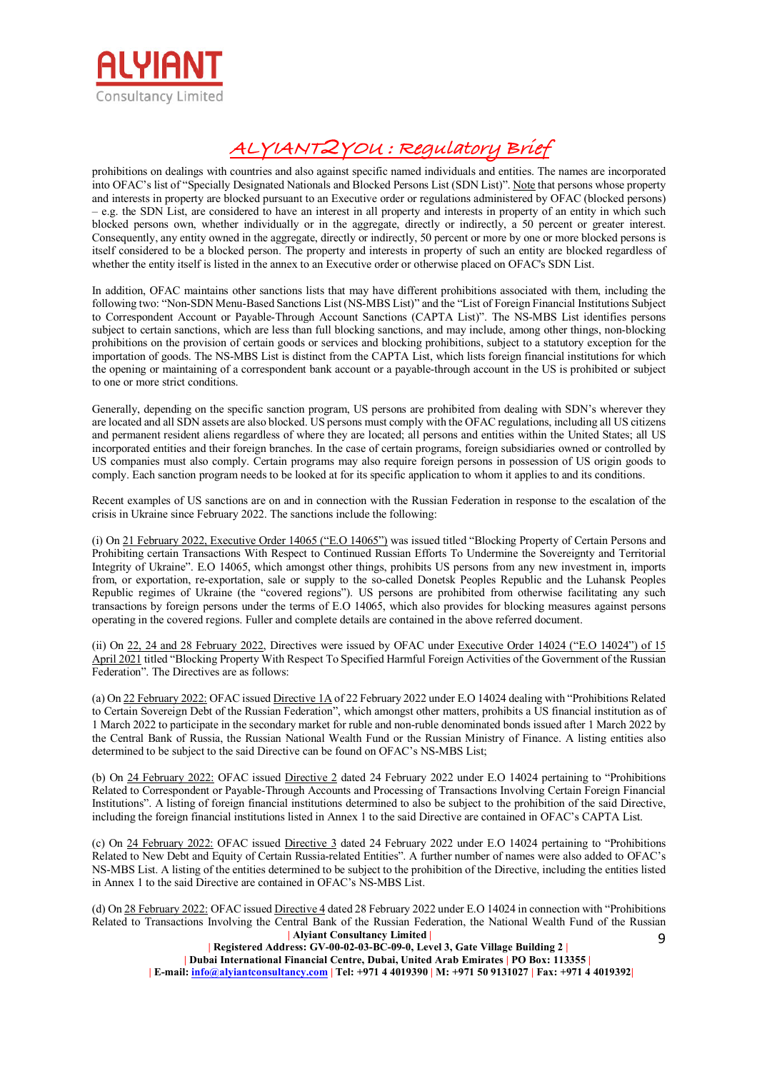prohibitions on dealings with countries and also against specific named individuals and entities. The names are incorporated into OFAC's list of "Specially Designated Nationals and Blocked Persons List (SDN List)". Note that persons whose property and interests in property are blocked pursuant to an Executive order or regulations administered by OFAC (blocked persons) – e.g. the SDN List, are considered to have an interest in all property and interests in property of an entity in which such blocked persons own, whether individually or in the aggregate, directly or indirectly, a 50 percent or greater interest. Consequently, any entity owned in the aggregate, directly or indirectly, 50 percent or more by one or more blocked persons is itself considered to be a blocked person. The property and interests in property of such an entity are blocked regardless of whether the entity itself is listed in the annex to an Executive order or otherwise placed on OFAC's SDN List.

In addition, OFAC maintains other sanctions lists that may have different prohibitions associated with them, including the following two: "Non-SDN Menu-Based Sanctions List (NS-MBS List)" and the "List of Foreign Financial Institutions Subject to Correspondent Account or Payable-Through Account Sanctions (CAPTA List)". The NS-MBS List identifies persons subject to certain sanctions, which are less than full blocking sanctions, and may include, among other things, non-blocking prohibitions on the provision of certain goods or services and blocking prohibitions, subject to a statutory exception for the importation of goods. The NS-MBS List is distinct from the CAPTA List, which lists foreign financial institutions for which the opening or maintaining of a correspondent bank account or a payable-through account in the US is prohibited or subject to one or more strict conditions.

Generally, depending on the specific sanction program, US persons are prohibited from dealing with SDN's wherever they are located and all SDN assets are also blocked. US persons must comply with the OFAC regulations, including all US citizens and permanent resident aliens regardless of where they are located; all persons and entities within the United States; all US incorporated entities and their foreign branches. In the case of certain programs, foreign subsidiaries owned or controlled by US companies must also comply. Certain programs may also require foreign persons in possession of US origin goods to comply. Each sanction program needs to be looked at for its specific application to whom it applies to and its conditions.

Recent examples of US sanctions are on and in connection with the Russian Federation in response to the escalation of the crisis in Ukraine since February 2022. The sanctions include the following:

(i) On 21 February 2022, Executive Order 14065 ("E.O 14065") was issued titled "Blocking Property of Certain Persons and Prohibiting certain Transactions With Respect to Continued Russian Efforts To Undermine the Sovereignty and Territorial Integrity of Ukraine". E.O 14065, which amongst other things, prohibits US persons from any new investment in, imports from, or exportation, re-exportation, sale or supply to the so-called Donetsk Peoples Republic and the Luhansk Peoples Republic regimes of Ukraine (the "covered regions"). US persons are prohibited from otherwise facilitating any such transactions by foreign persons under the terms of E.O 14065, which also provides for blocking measures against persons operating in the covered regions. Fuller and complete details are contained in the above referred document.

(ii) On 22, 24 and 28 February 2022, Directives were issued by OFAC under Executive Order 14024 ("E.O 14024") of 15 April 2021 titled "Blocking Property With Respect To Specified Harmful Foreign Activities of the Government of the Russian Federation". The Directives are as follows:

(a) On 22 February 2022: OFAC issued Directive 1A of 22 February 2022 under E.O 14024 dealing with "Prohibitions Related to Certain Sovereign Debt of the Russian Federation", which amongst other matters, prohibits a US financial institution as of 1 March 2022 to participate in the secondary market for ruble and non-ruble denominated bonds issued after 1 March 2022 by the Central Bank of Russia, the Russian National Wealth Fund or the Russian Ministry of Finance. A listing entities also determined to be subject to the said Directive can be found on OFAC's NS-MBS List;

(b) On 24 February 2022: OFAC issued Directive 2 dated 24 February 2022 under E.O 14024 pertaining to "Prohibitions Related to Correspondent or Payable-Through Accounts and Processing of Transactions Involving Certain Foreign Financial Institutions". A listing of foreign financial institutions determined to also be subject to the prohibition of the said Directive, including the foreign financial institutions listed in Annex 1 to the said Directive are contained in OFAC's CAPTA List.

(c) On 24 February 2022: OFAC issued Directive 3 dated 24 February 2022 under E.O 14024 pertaining to "Prohibitions Related to New Debt and Equity of Certain Russia-related Entities". A further number of names were also added to OFAC's NS-MBS List. A listing of the entities determined to be subject to the prohibition of the Directive, including the entities listed in Annex 1 to the said Directive are contained in OFAC's NS-MBS List.

(d) On 28 February 2022: OFAC issued Directive 4 dated 28 February 2022 under E.O 14024 in connection with "Prohibitions Related to Transactions Involving the Central Bank of the Russian Federation, the National Wealth Fund of the Russian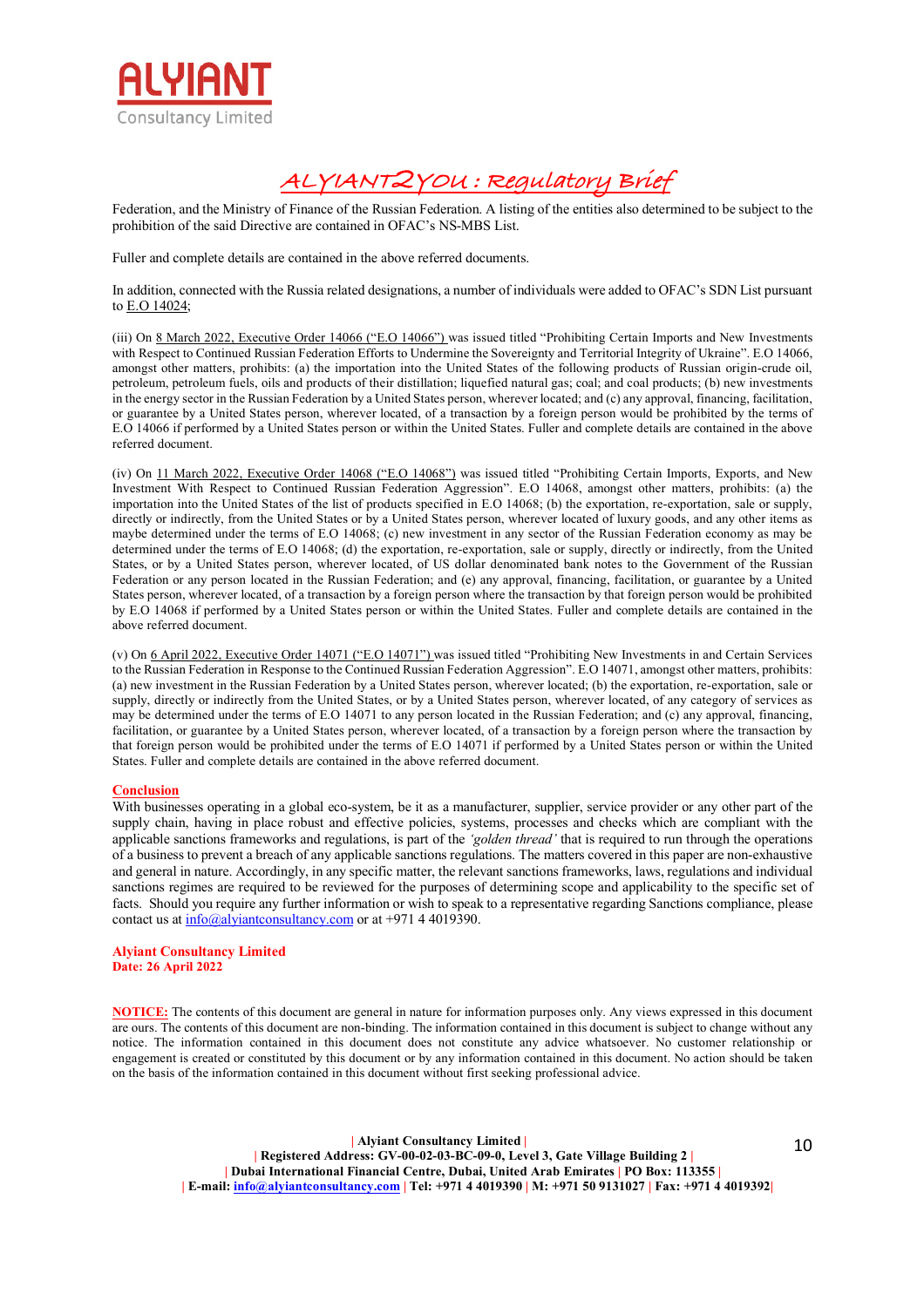Federation, and the Ministry of Finance of the Russian Federation. A listing of the entities also determined to be subject to the prohibition of the said Directive are contained in OFAC's NS-MBS List.

Fuller and complete details are contained in the above referred documents.

In addition, connected with the Russia related designations, a number of individuals were added to OFAC's SDN List pursuant to E.O 14024;

(iii) On 8 March 2022, Executive Order 14066 ("E.O 14066") was issued titled "Prohibiting Certain Imports and New Investments with Respect to Continued Russian Federation Efforts to Undermine the Sovereignty and Territorial Integrity of Ukraine". E.O 14066, amongst other matters, prohibits: (a) the importation into the United States of the following products of Russian origin-crude oil, petroleum, petroleum fuels, oils and products of their distillation; liquefied natural gas; coal; and coal products; (b) new investments in the energy sector in the Russian Federation by a United States person, wherever located; and (c) any approval, financing, facilitation, or guarantee by a United States person, wherever located, of a transaction by a foreign person would be prohibited by the terms of E.O 14066 if performed by a United States person or within the United States. Fuller and complete details are contained in the above referred document.

(iv) On 11 March 2022, Executive Order 14068 ("E.O 14068") was issued titled "Prohibiting Certain Imports, Exports, and New Investment With Respect to Continued Russian Federation Aggression". E.O 14068, amongst other matters, prohibits: (a) the importation into the United States of the list of products specified in E.O 14068; (b) the exportation, re-exportation, sale or supply, directly or indirectly, from the United States or by a United States person, wherever located of luxury goods, and any other items as maybe determined under the terms of E.O 14068; (c) new investment in any sector of the Russian Federation economy as may be determined under the terms of E.O 14068; (d) the exportation, re-exportation, sale or supply, directly or indirectly, from the United States, or by a United States person, wherever located, of US dollar denominated bank notes to the Government of the Russian Federation or any person located in the Russian Federation; and (e) any approval, financing, facilitation, or guarantee by a United States person, wherever located, of a transaction by a foreign person where the transaction by that foreign person would be prohibited by E.O 14068 if performed by a United States person or within the United States. Fuller and complete details are contained in the above referred document.

(v) On 6 April 2022, Executive Order 14071 ("E.O 14071") was issued titled "Prohibiting New Investments in and Certain Services to the Russian Federation in Response to the Continued Russian Federation Aggression". E.O 14071, amongst other matters, prohibits: (a) new investment in the Russian Federation by a United States person, wherever located; (b) the exportation, re-exportation, sale or supply, directly or indirectly from the United States, or by a United States person, wherever located, of any category of services as may be determined under the terms of E.O 14071 to any person located in the Russian Federation; and (c) any approval, financing, facilitation, or guarantee by a United States person, wherever located, of a transaction by a foreign person where the transaction by that foreign person would be prohibited under the terms of E.O 14071 if performed by a United States person or within the United States. Fuller and complete details are contained in the above referred document.

## Conclusion

With businesses operating in a global eco-system, be it as a manufacturer, supplier, service provider or any other part of the supply chain, having in place robust and effective policies, systems, processes and checks which are compliant with the applicable sanctions frameworks and regulations, is part of the *'golden thread'* that is required to run through the operations of a business to prevent a breach of any applicable sanctions regulations. The matters covered in this paper are non-exhaustive and general in nature. Accordingly, in any specific matter, the relevant sanctions frameworks, laws, regulations and individual sanctions regimes are required to be reviewed for the purposes of determining scope and applicability to the specific set of facts. Should you require any further information or wish to speak to a representative regarding Sanctions compliance, please contact us at info@alyiantconsultancy.com or at +971 4 4019390.

**Alyiant Consultancy Limited**
**Date: 26 April 2022**

**NOTICE:** The contents of this document are general in nature for information purposes only. Any views expressed in this document are ours. The contents of this document are non-binding. The information contained in this document is subject to change without any notice. The information contained in this document does not constitute any advice whatsoever. No customer relationship or engagement is created or constituted by this document or by any information contained in this document. No action should be taken on the basis of the information contained in this document without first seeking professional advice.